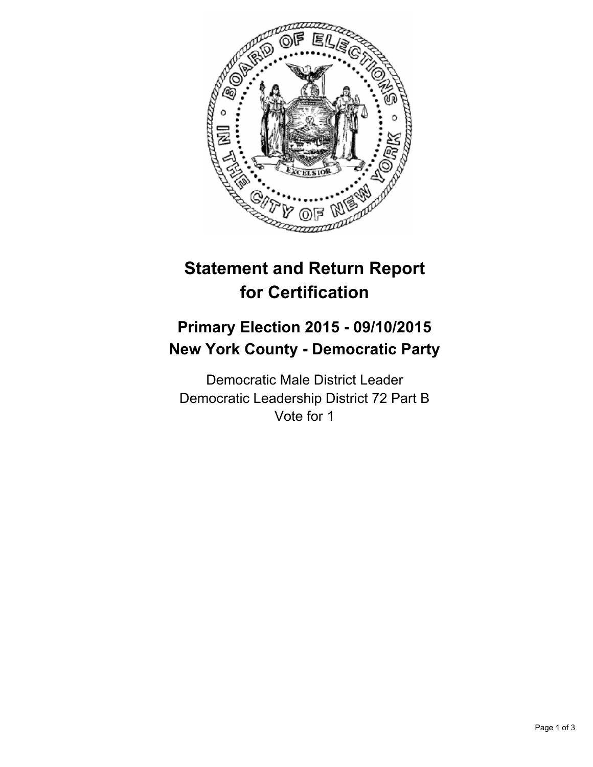# Statement and Return Report for Certification

## Primary Election 2015 - 09/10/2015
## New York County - Democratic Party

Democratic Male District Leader
Democratic Leadership District 72 Part B
Vote for 1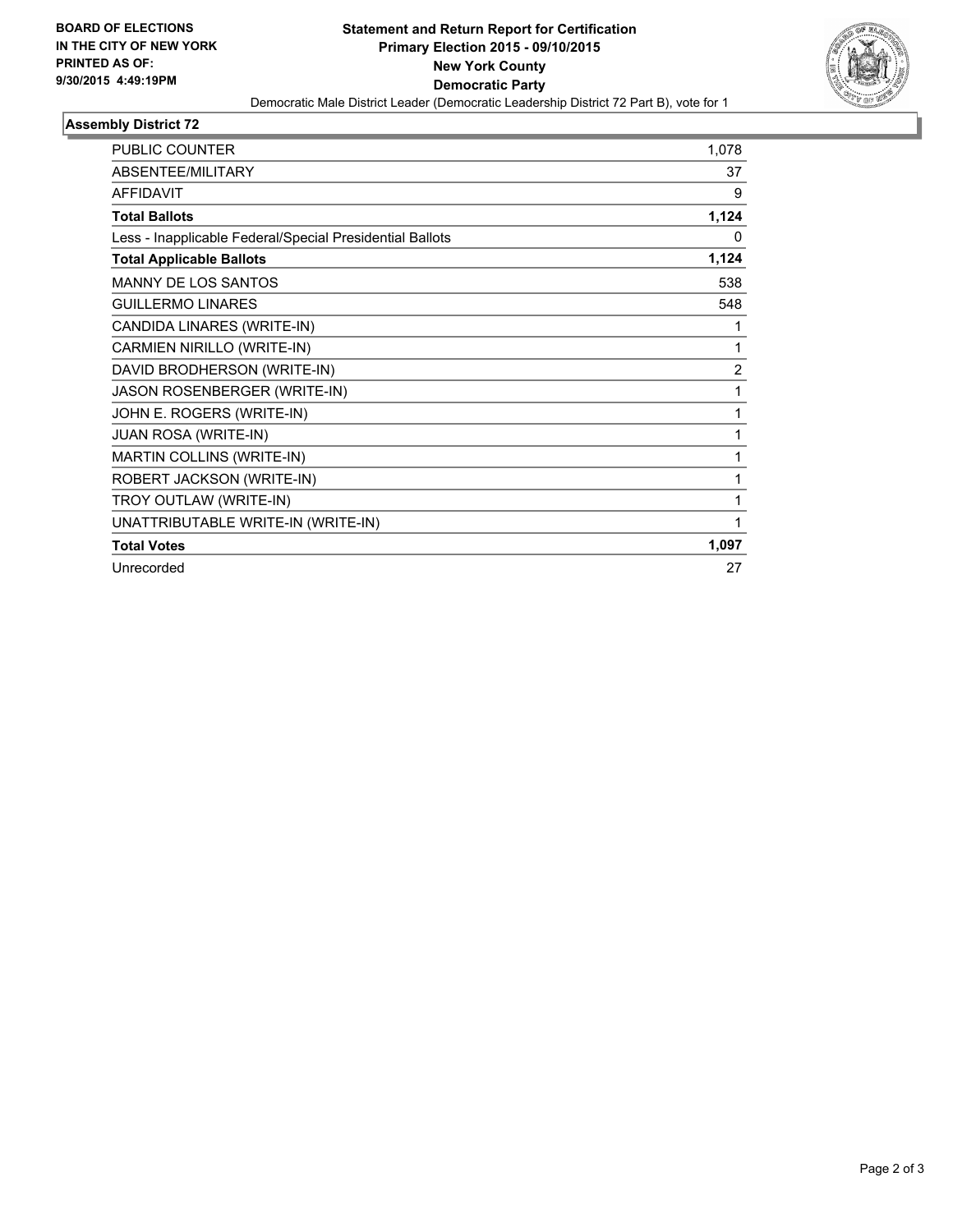BOARD OF ELECTIONS
IN THE CITY OF NEW YORK
PRINTED AS OF:
9/30/2015 4:49:19PM

**Statement and Return Report for Certification**
**Primary Election 2015 - 09/10/2015**
**New York County**
**Democratic Party**
Democratic Male District Leader (Democratic Leadership District 72 Part B), vote for 1

### Assembly District 72

| | |
|---|---|
| PUBLIC COUNTER | 1,078 |
| ABSENTEE/MILITARY | 37 |
| AFFIDAVIT | 9 |
| **Total Ballots** | **1,124** |
| Less - Inapplicable Federal/Special Presidential Ballots | 0 |
| **Total Applicable Ballots** | **1,124** |
| MANNY DE LOS SANTOS | 538 |
| GUILLERMO LINARES | 548 |
| CANDIDA LINARES (WRITE-IN) | 1 |
| CARMIEN NIRILLO (WRITE-IN) | 1 |
| DAVID BRODHERSON (WRITE-IN) | 2 |
| JASON ROSENBERGER (WRITE-IN) | 1 |
| JOHN E. ROGERS (WRITE-IN) | 1 |
| JUAN ROSA (WRITE-IN) | 1 |
| MARTIN COLLINS (WRITE-IN) | 1 |
| ROBERT JACKSON (WRITE-IN) | 1 |
| TROY OUTLAW (WRITE-IN) | 1 |
| UNATTRIBUTABLE WRITE-IN (WRITE-IN) | 1 |
| **Total Votes** | **1,097** |
| Unrecorded | 27 |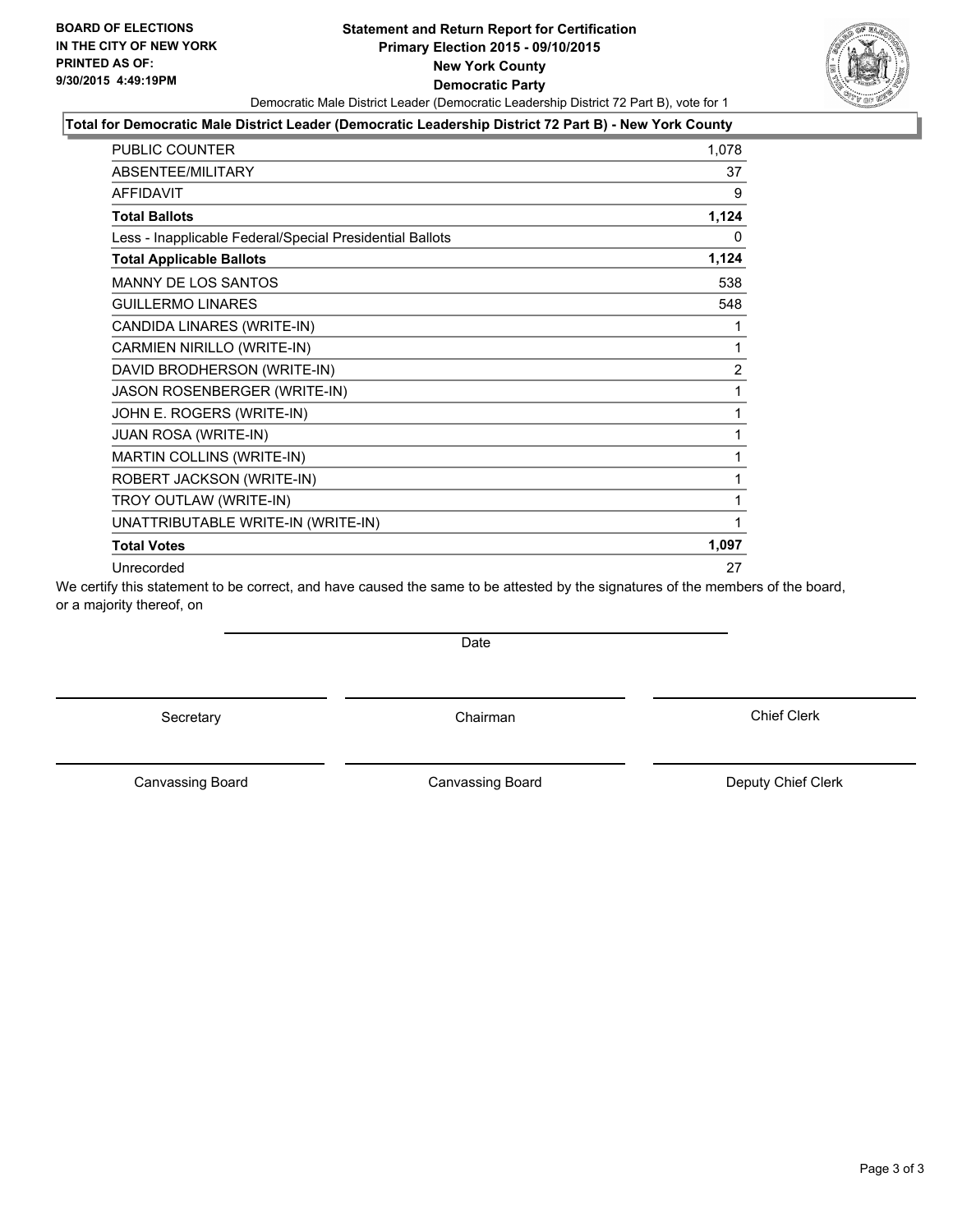**BOARD OF ELECTIONS IN THE CITY OF NEW YORK PRINTED AS OF: 9/30/2015 4:49:19PM**

**Statement and Return Report for Certification Primary Election 2015 - 09/10/2015 New York County Democratic Party**

Democratic Male District Leader (Democratic Leadership District 72 Part B), vote for 1

**Total for Democratic Male District Leader (Democratic Leadership District 72 Part B) - New York County**

| | |
|---|---|
| PUBLIC COUNTER | 1,078 |
| ABSENTEE/MILITARY | 37 |
| AFFIDAVIT | 9 |
| **Total Ballots** | **1,124** |
| Less - Inapplicable Federal/Special Presidential Ballots | 0 |
| **Total Applicable Ballots** | **1,124** |
| MANNY DE LOS SANTOS | 538 |
| GUILLERMO LINARES | 548 |
| CANDIDA LINARES (WRITE-IN) | 1 |
| CARMIEN NIRILLO (WRITE-IN) | 1 |
| DAVID BRODHERSON (WRITE-IN) | 2 |
| JASON ROSENBERGER (WRITE-IN) | 1 |
| JOHN E. ROGERS (WRITE-IN) | 1 |
| JUAN ROSA (WRITE-IN) | 1 |
| MARTIN COLLINS (WRITE-IN) | 1 |
| ROBERT JACKSON (WRITE-IN) | 1 |
| TROY OUTLAW (WRITE-IN) | 1 |
| UNATTRIBUTABLE WRITE-IN (WRITE-IN) | 1 |
| **Total Votes** | **1,097** |
| Unrecorded | 27 |

We certify this statement to be correct, and have caused the same to be attested by the signatures of the members of the board, or a majority thereof, on

Date

Secretary | Chairman | Chief Clerk

Canvassing Board | Canvassing Board | Deputy Chief Clerk